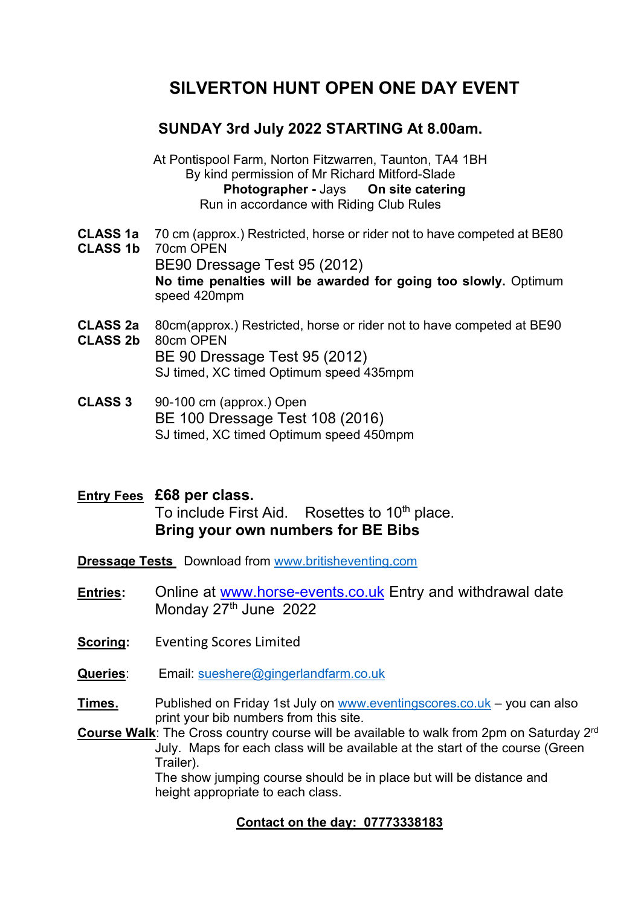# SILVERTON HUNT OPEN ONE DAY EVENT

## SUNDAY 3rd July 2022 STARTING At 8.00am.

At Pontispool Farm, Norton Fitzwarren, Taunton, TA4 1BH
By kind permission of Mr Richard Mitford-Slade
**Photographer -** Jays **On site catering**
Run in accordance with Riding Club Rules

**CLASS 1a** 70 cm (approx.) Restricted, horse or rider not to have competed at BE80
**CLASS 1b** 70cm OPEN
BE90 Dressage Test 95 (2012)
**No time penalties will be awarded for going too slowly.** Optimum speed 420mpm

**CLASS 2a** 80cm(approx.) Restricted, horse or rider not to have competed at BE90
**CLASS 2b** 80cm OPEN
BE 90 Dressage Test 95 (2012)
SJ timed, XC timed Optimum speed 435mpm

**CLASS 3** 90-100 cm (approx.) Open
BE 100 Dressage Test 108 (2016)
SJ timed, XC timed Optimum speed 450mpm

**Entry Fees** **£68 per class.**
To include First Aid. Rosettes to 10th place.
**Bring your own numbers for BE Bibs**

**Dressage Tests** Download from www.britisheventing.com

**Entries:** Online at www.horse-events.co.uk Entry and withdrawal date Monday 27th June 2022

**Scoring:** Eventing Scores Limited

**Queries:** Email: sueshere@gingerlandfarm.co.uk

**Times.** Published on Friday 1st July on www.eventingscores.co.uk – you can also print your bib numbers from this site.

**Course Walk:** The Cross country course will be available to walk from 2pm on Saturday 2rd July. Maps for each class will be available at the start of the course (Green Trailer).
The show jumping course should be in place but will be distance and height appropriate to each class.

**Contact on the day: 07773338183**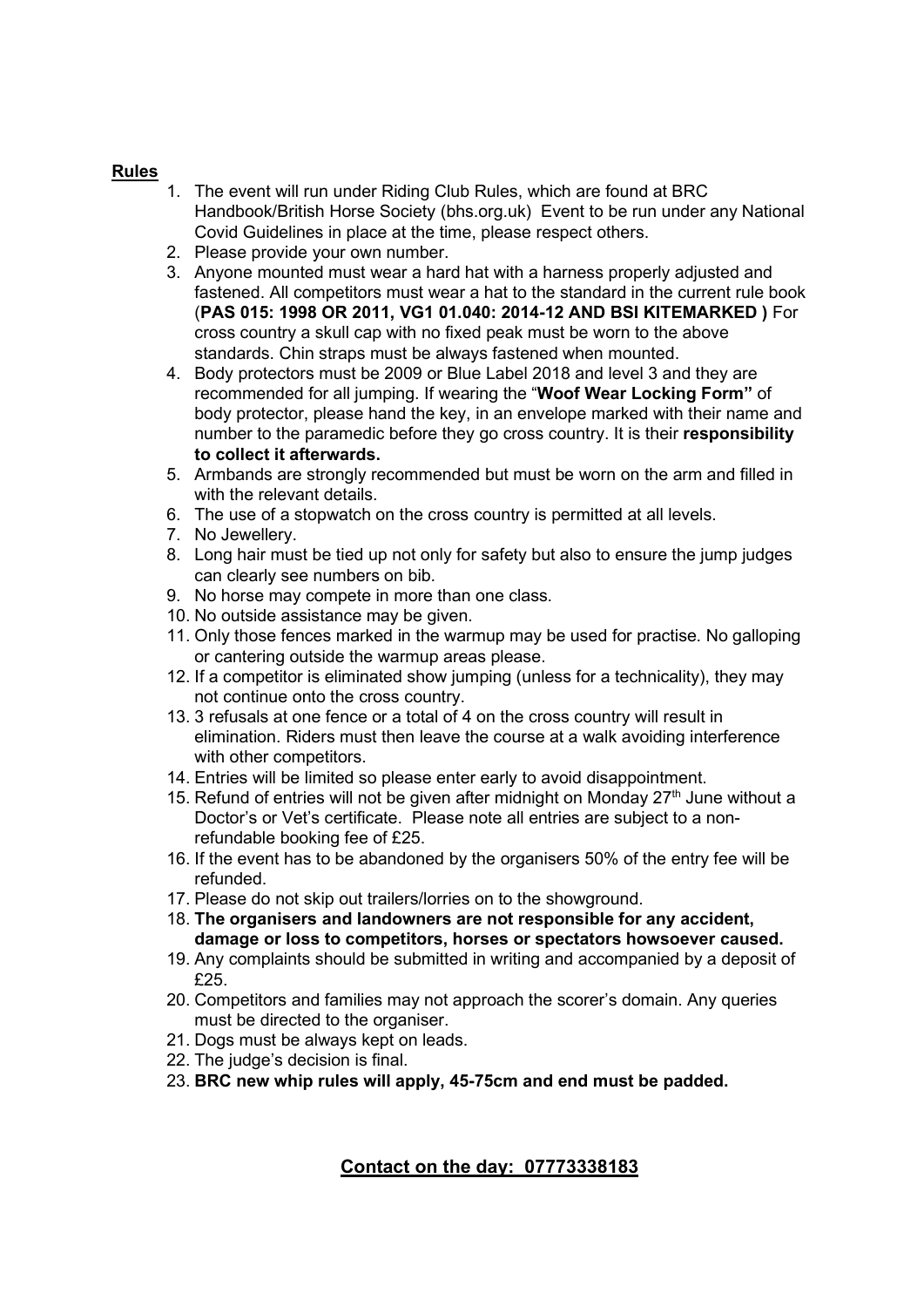**Rules**

1. The event will run under Riding Club Rules, which are found at BRC Handbook/British Horse Society (bhs.org.uk) Event to be run under any National Covid Guidelines in place at the time, please respect others.
2. Please provide your own number.
3. Anyone mounted must wear a hard hat with a harness properly adjusted and fastened. All competitors must wear a hat to the standard in the current rule book (**PAS 015: 1998 OR 2011, VG1 01.040: 2014-12 AND BSI KITEMARKED )** For cross country a skull cap with no fixed peak must be worn to the above standards. Chin straps must be always fastened when mounted.
4. Body protectors must be 2009 or Blue Label 2018 and level 3 and they are recommended for all jumping. If wearing the "**Woof Wear Locking Form"** of body protector, please hand the key, in an envelope marked with their name and number to the paramedic before they go cross country. It is their **responsibility to collect it afterwards.**
5. Armbands are strongly recommended but must be worn on the arm and filled in with the relevant details.
6. The use of a stopwatch on the cross country is permitted at all levels.
7. No Jewellery.
8. Long hair must be tied up not only for safety but also to ensure the jump judges can clearly see numbers on bib.
9. No horse may compete in more than one class.
10. No outside assistance may be given.
11. Only those fences marked in the warmup may be used for practise. No galloping or cantering outside the warmup areas please.
12. If a competitor is eliminated show jumping (unless for a technicality), they may not continue onto the cross country.
13. 3 refusals at one fence or a total of 4 on the cross country will result in elimination. Riders must then leave the course at a walk avoiding interference with other competitors.
14. Entries will be limited so please enter early to avoid disappointment.
15. Refund of entries will not be given after midnight on Monday 27th June without a Doctor's or Vet's certificate. Please note all entries are subject to a non-refundable booking fee of £25.
16. If the event has to be abandoned by the organisers 50% of the entry fee will be refunded.
17. Please do not skip out trailers/lorries on to the showground.
18. **The organisers and landowners are not responsible for any accident, damage or loss to competitors, horses or spectators howsoever caused.**
19. Any complaints should be submitted in writing and accompanied by a deposit of £25.
20. Competitors and families may not approach the scorer's domain. Any queries must be directed to the organiser.
21. Dogs must be always kept on leads.
22. The judge's decision is final.
23. **BRC new whip rules will apply, 45-75cm and end must be padded.**

**Contact on the day: 07773338183**